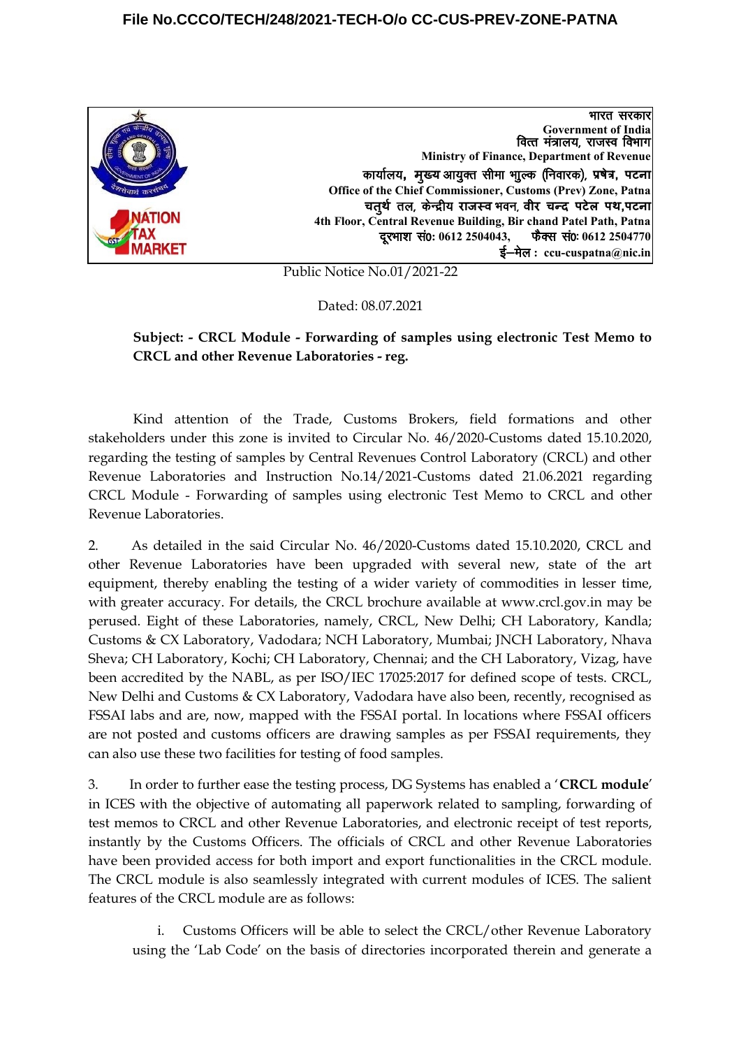**File No.CCCO/TECH/248/2021-TECH-O/o CC-CUS-PREV-ZONE-PATNA**

भारत सरकार
Government of India
वित्त मंत्रालय, राजस्व विभाग
Ministry of Finance, Department of Revenue
कार्यालय, मुख्य आयुक्त सीमा शुल्क (निवारक), प्रक्षेत्र, पटना
Office of the Chief Commissioner, Customs (Prev) Zone, Patna
चतुर्थ तल, केन्द्रीय राजस्व भवन, वीर चन्द पटेल पथ,पटना
4th Floor, Central Revenue Building, Bir chand Patel Path, Patna
दूरभाश सं0: 0612 2504043, फैक्स सं0: 0612 2504770
ई–मेल : ccu-cuspatna@nic.in

Public Notice No.01/2021-22

Dated: 08.07.2021

**Subject: - CRCL Module - Forwarding of samples using electronic Test Memo to CRCL and other Revenue Laboratories - reg.**

Kind attention of the Trade, Customs Brokers, field formations and other stakeholders under this zone is invited to Circular No. 46/2020-Customs dated 15.10.2020, regarding the testing of samples by Central Revenues Control Laboratory (CRCL) and other Revenue Laboratories and Instruction No.14/2021-Customs dated 21.06.2021 regarding CRCL Module - Forwarding of samples using electronic Test Memo to CRCL and other Revenue Laboratories.

2. As detailed in the said Circular No. 46/2020-Customs dated 15.10.2020, CRCL and other Revenue Laboratories have been upgraded with several new, state of the art equipment, thereby enabling the testing of a wider variety of commodities in lesser time, with greater accuracy. For details, the CRCL brochure available at www.crcl.gov.in may be perused. Eight of these Laboratories, namely, CRCL, New Delhi; CH Laboratory, Kandla; Customs & CX Laboratory, Vadodara; NCH Laboratory, Mumbai; JNCH Laboratory, Nhava Sheva; CH Laboratory, Kochi; CH Laboratory, Chennai; and the CH Laboratory, Vizag, have been accredited by the NABL, as per ISO/IEC 17025:2017 for defined scope of tests. CRCL, New Delhi and Customs & CX Laboratory, Vadodara have also been, recently, recognised as FSSAI labs and are, now, mapped with the FSSAI portal. In locations where FSSAI officers are not posted and customs officers are drawing samples as per FSSAI requirements, they can also use these two facilities for testing of food samples.

3. In order to further ease the testing process, DG Systems has enabled a '**CRCL module**' in ICES with the objective of automating all paperwork related to sampling, forwarding of test memos to CRCL and other Revenue Laboratories, and electronic receipt of test reports, instantly by the Customs Officers. The officials of CRCL and other Revenue Laboratories have been provided access for both import and export functionalities in the CRCL module. The CRCL module is also seamlessly integrated with current modules of ICES. The salient features of the CRCL module are as follows:

i. Customs Officers will be able to select the CRCL/other Revenue Laboratory using the 'Lab Code' on the basis of directories incorporated therein and generate a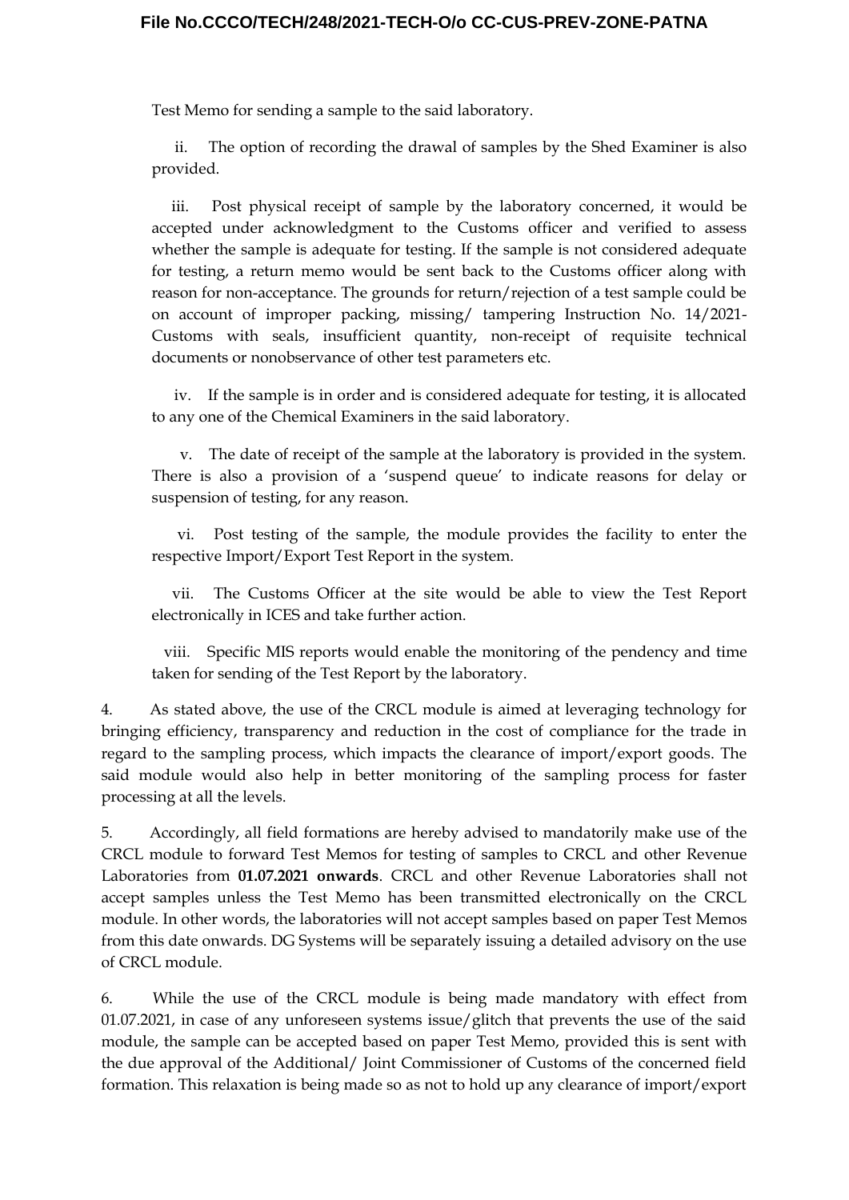Test Memo for sending a sample to the said laboratory.

ii. The option of recording the drawal of samples by the Shed Examiner is also provided.

iii. Post physical receipt of sample by the laboratory concerned, it would be accepted under acknowledgment to the Customs officer and verified to assess whether the sample is adequate for testing. If the sample is not considered adequate for testing, a return memo would be sent back to the Customs officer along with reason for non-acceptance. The grounds for return/rejection of a test sample could be on account of improper packing, missing/ tampering Instruction No. 14/2021-Customs with seals, insufficient quantity, non-receipt of requisite technical documents or nonobservance of other test parameters etc.

iv. If the sample is in order and is considered adequate for testing, it is allocated to any one of the Chemical Examiners in the said laboratory.

v. The date of receipt of the sample at the laboratory is provided in the system. There is also a provision of a 'suspend queue' to indicate reasons for delay or suspension of testing, for any reason.

vi. Post testing of the sample, the module provides the facility to enter the respective Import/Export Test Report in the system.

vii. The Customs Officer at the site would be able to view the Test Report electronically in ICES and take further action.

viii. Specific MIS reports would enable the monitoring of the pendency and time taken for sending of the Test Report by the laboratory.

4. As stated above, the use of the CRCL module is aimed at leveraging technology for bringing efficiency, transparency and reduction in the cost of compliance for the trade in regard to the sampling process, which impacts the clearance of import/export goods. The said module would also help in better monitoring of the sampling process for faster processing at all the levels.

5. Accordingly, all field formations are hereby advised to mandatorily make use of the CRCL module to forward Test Memos for testing of samples to CRCL and other Revenue Laboratories from **01.07.2021 onwards**. CRCL and other Revenue Laboratories shall not accept samples unless the Test Memo has been transmitted electronically on the CRCL module. In other words, the laboratories will not accept samples based on paper Test Memos from this date onwards. DG Systems will be separately issuing a detailed advisory on the use of CRCL module.

6. While the use of the CRCL module is being made mandatory with effect from 01.07.2021, in case of any unforeseen systems issue/glitch that prevents the use of the said module, the sample can be accepted based on paper Test Memo, provided this is sent with the due approval of the Additional/ Joint Commissioner of Customs of the concerned field formation. This relaxation is being made so as not to hold up any clearance of import/export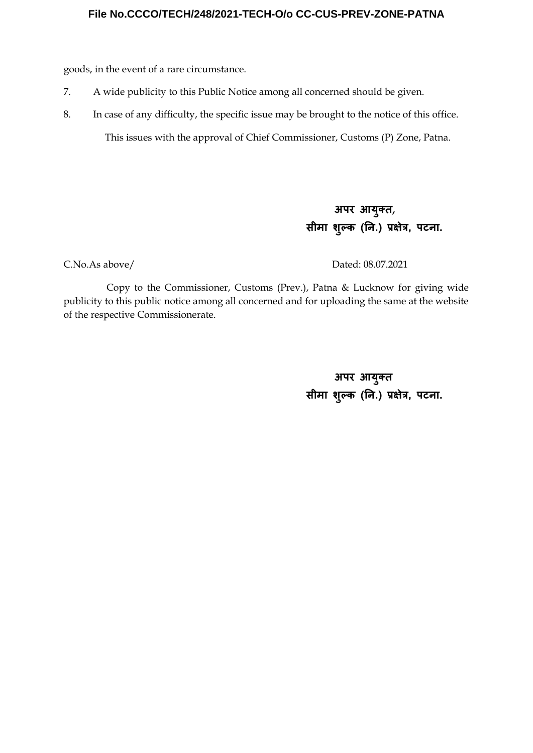goods, in the event of a rare circumstance.

7. A wide publicity to this Public Notice among all concerned should be given.

8. In case of any difficulty, the specific issue may be brought to the notice of this office.

This issues with the approval of Chief Commissioner, Customs (P) Zone, Patna.

**अपर आयुक्त,**
**सीमा शुल्क (नि.) प्रक्षेत्र, पटना.**

C.No.As above/ Dated: 08.07.2021

Copy to the Commissioner, Customs (Prev.), Patna & Lucknow for giving wide publicity to this public notice among all concerned and for uploading the same at the website of the respective Commissionerate.

**अपर आयुक्त**
**सीमा शुल्क (नि.) प्रक्षेत्र, पटना.**